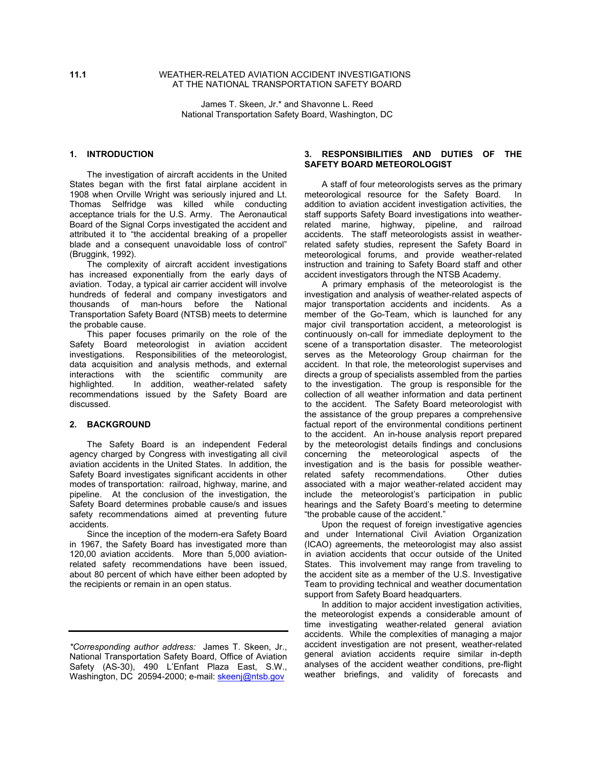**11.1**

# WEATHER-RELATED AVIATION ACCIDENT INVESTIGATIONS AT THE NATIONAL TRANSPORTATION SAFETY BOARD

James T. Skeen, Jr.* and Shavonne L. Reed
National Transportation Safety Board, Washington, DC

## 1. INTRODUCTION

The investigation of aircraft accidents in the United States began with the first fatal airplane accident in 1908 when Orville Wright was seriously injured and Lt. Thomas Selfridge was killed while conducting acceptance trials for the U.S. Army. The Aeronautical Board of the Signal Corps investigated the accident and attributed it to "the accidental breaking of a propeller blade and a consequent unavoidable loss of control" (Bruggink, 1992).

The complexity of aircraft accident investigations has increased exponentially from the early days of aviation. Today, a typical air carrier accident will involve hundreds of federal and company investigators and thousands of man-hours before the National Transportation Safety Board (NTSB) meets to determine the probable cause.

This paper focuses primarily on the role of the Safety Board meteorologist in aviation accident investigations. Responsibilities of the meteorologist, data acquisition and analysis methods, and external interactions with the scientific community are highlighted. In addition, weather-related safety recommendations issued by the Safety Board are discussed.

## 2. BACKGROUND

The Safety Board is an independent Federal agency charged by Congress with investigating all civil aviation accidents in the United States. In addition, the Safety Board investigates significant accidents in other modes of transportation: railroad, highway, marine, and pipeline. At the conclusion of the investigation, the Safety Board determines probable cause/s and issues safety recommendations aimed at preventing future accidents.

Since the inception of the modern-era Safety Board in 1967, the Safety Board has investigated more than 120,00 aviation accidents. More than 5,000 aviation-related safety recommendations have been issued, about 80 percent of which have either been adopted by the recipients or remain in an open status.

*\*Corresponding author address:* James T. Skeen, Jr., National Transportation Safety Board, Office of Aviation Safety (AS-30), 490 L'Enfant Plaza East, S.W., Washington, DC 20594-2000; e-mail: skeenj@ntsb.gov

## 3. RESPONSIBILITIES AND DUTIES OF THE SAFETY BOARD METEOROLOGIST

A staff of four meteorologists serves as the primary meteorological resource for the Safety Board. In addition to aviation accident investigation activities, the staff supports Safety Board investigations into weather-related marine, highway, pipeline, and railroad accidents. The staff meteorologists assist in weather-related safety studies, represent the Safety Board in meteorological forums, and provide weather-related instruction and training to Safety Board staff and other accident investigators through the NTSB Academy.

A primary emphasis of the meteorologist is the investigation and analysis of weather-related aspects of major transportation accidents and incidents. As a member of the Go-Team, which is launched for any major civil transportation accident, a meteorologist is continuously on-call for immediate deployment to the scene of a transportation disaster. The meteorologist serves as the Meteorology Group chairman for the accident. In that role, the meteorologist supervises and directs a group of specialists assembled from the parties to the investigation. The group is responsible for the collection of all weather information and data pertinent to the accident. The Safety Board meteorologist with the assistance of the group prepares a comprehensive factual report of the environmental conditions pertinent to the accident. An in-house analysis report prepared by the meteorologist details findings and conclusions concerning the meteorological aspects of the investigation and is the basis for possible weather-related safety recommendations. Other duties associated with a major weather-related accident may include the meteorologist's participation in public hearings and the Safety Board's meeting to determine "the probable cause of the accident."

Upon the request of foreign investigative agencies and under International Civil Aviation Organization (ICAO) agreements, the meteorologist may also assist in aviation accidents that occur outside of the United States. This involvement may range from traveling to the accident site as a member of the U.S. Investigative Team to providing technical and weather documentation support from Safety Board headquarters.

In addition to major accident investigation activities, the meteorologist expends a considerable amount of time investigating weather-related general aviation accidents. While the complexities of managing a major accident investigation are not present, weather-related general aviation accidents require similar in-depth analyses of the accident weather conditions, pre-flight weather briefings, and validity of forecasts and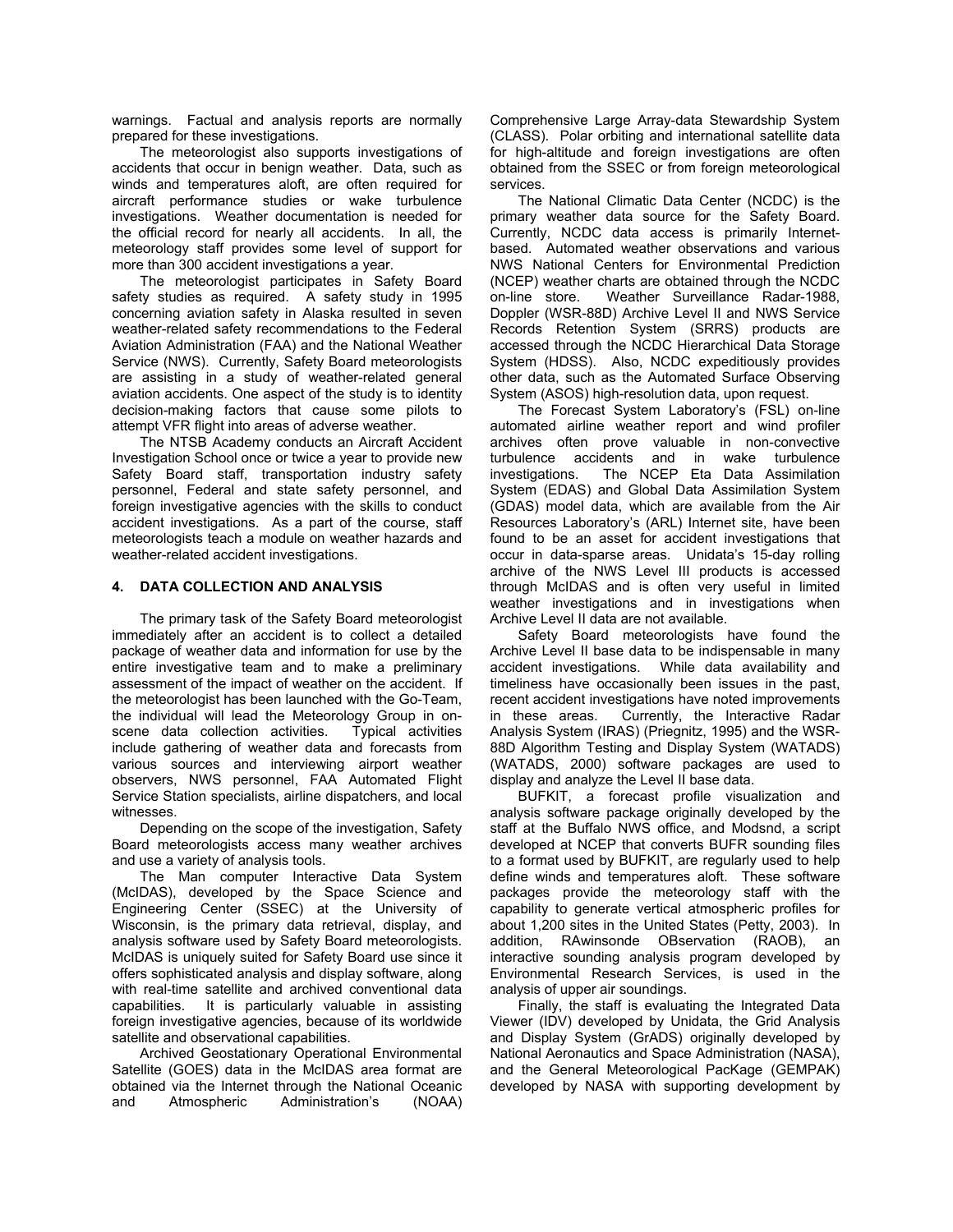warnings. Factual and analysis reports are normally prepared for these investigations.

The meteorologist also supports investigations of accidents that occur in benign weather. Data, such as winds and temperatures aloft, are often required for aircraft performance studies or wake turbulence investigations. Weather documentation is needed for the official record for nearly all accidents. In all, the meteorology staff provides some level of support for more than 300 accident investigations a year.

The meteorologist participates in Safety Board safety studies as required. A safety study in 1995 concerning aviation safety in Alaska resulted in seven weather-related safety recommendations to the Federal Aviation Administration (FAA) and the National Weather Service (NWS). Currently, Safety Board meteorologists are assisting in a study of weather-related general aviation accidents. One aspect of the study is to identity decision-making factors that cause some pilots to attempt VFR flight into areas of adverse weather.

The NTSB Academy conducts an Aircraft Accident Investigation School once or twice a year to provide new Safety Board staff, transportation industry safety personnel, Federal and state safety personnel, and foreign investigative agencies with the skills to conduct accident investigations. As a part of the course, staff meteorologists teach a module on weather hazards and weather-related accident investigations.

## 4. DATA COLLECTION AND ANALYSIS

The primary task of the Safety Board meteorologist immediately after an accident is to collect a detailed package of weather data and information for use by the entire investigative team and to make a preliminary assessment of the impact of weather on the accident. If the meteorologist has been launched with the Go-Team, the individual will lead the Meteorology Group in on-scene data collection activities. Typical activities include gathering of weather data and forecasts from various sources and interviewing airport weather observers, NWS personnel, FAA Automated Flight Service Station specialists, airline dispatchers, and local witnesses.

Depending on the scope of the investigation, Safety Board meteorologists access many weather archives and use a variety of analysis tools.

The Man computer Interactive Data System (McIDAS), developed by the Space Science and Engineering Center (SSEC) at the University of Wisconsin, is the primary data retrieval, display, and analysis software used by Safety Board meteorologists. McIDAS is uniquely suited for Safety Board use since it offers sophisticated analysis and display software, along with real-time satellite and archived conventional data capabilities. It is particularly valuable in assisting foreign investigative agencies, because of its worldwide satellite and observational capabilities.

Archived Geostationary Operational Environmental Satellite (GOES) data in the McIDAS area format are obtained via the Internet through the National Oceanic and Atmospheric Administration's (NOAA) Comprehensive Large Array-data Stewardship System (CLASS). Polar orbiting and international satellite data for high-altitude and foreign investigations are often obtained from the SSEC or from foreign meteorological services.

The National Climatic Data Center (NCDC) is the primary weather data source for the Safety Board. Currently, NCDC data access is primarily Internet-based. Automated weather observations and various NWS National Centers for Environmental Prediction (NCEP) weather charts are obtained through the NCDC on-line store. Weather Surveillance Radar-1988, Doppler (WSR-88D) Archive Level II and NWS Service Records Retention System (SRRS) products are accessed through the NCDC Hierarchical Data Storage System (HDSS). Also, NCDC expeditiously provides other data, such as the Automated Surface Observing System (ASOS) high-resolution data, upon request.

The Forecast System Laboratory's (FSL) on-line automated airline weather report and wind profiler archives often prove valuable in non-convective turbulence accidents and in wake turbulence investigations. The NCEP Eta Data Assimilation System (EDAS) and Global Data Assimilation System (GDAS) model data, which are available from the Air Resources Laboratory's (ARL) Internet site, have been found to be an asset for accident investigations that occur in data-sparse areas. Unidata's 15-day rolling archive of the NWS Level III products is accessed through McIDAS and is often very useful in limited weather investigations and in investigations when Archive Level II data are not available.

Safety Board meteorologists have found the Archive Level II base data to be indispensable in many accident investigations. While data availability and timeliness have occasionally been issues in the past, recent accident investigations have noted improvements in these areas. Currently, the Interactive Radar Analysis System (IRAS) (Priegnitz, 1995) and the WSR-88D Algorithm Testing and Display System (WATADS) (WATADS, 2000) software packages are used to display and analyze the Level II base data.

BUFKIT, a forecast profile visualization and analysis software package originally developed by the staff at the Buffalo NWS office, and Modsnd, a script developed at NCEP that converts BUFR sounding files to a format used by BUFKIT, are regularly used to help define winds and temperatures aloft. These software packages provide the meteorology staff with the capability to generate vertical atmospheric profiles for about 1,200 sites in the United States (Petty, 2003). In addition, RAwinsonde OBservation (RAOB), an interactive sounding analysis program developed by Environmental Research Services, is used in the analysis of upper air soundings.

Finally, the staff is evaluating the Integrated Data Viewer (IDV) developed by Unidata, the Grid Analysis and Display System (GrADS) originally developed by National Aeronautics and Space Administration (NASA), and the General Meteorological PacKage (GEMPAK) developed by NASA with supporting development by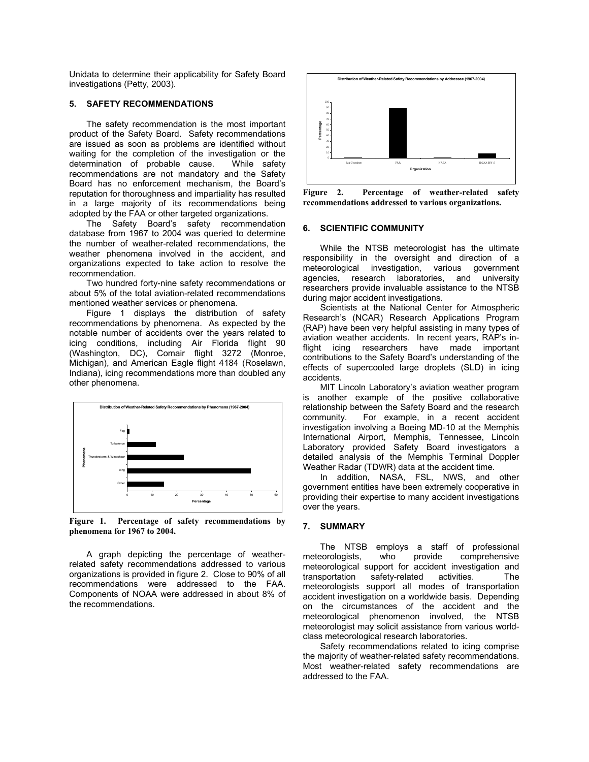Unidata to determine their applicability for Safety Board investigations (Petty, 2003).

## 5. SAFETY RECOMMENDATIONS

The safety recommendation is the most important product of the Safety Board. Safety recommendations are issued as soon as problems are identified without waiting for the completion of the investigation or the determination of probable cause. While safety recommendations are not mandatory and the Safety Board has no enforcement mechanism, the Board's reputation for thoroughness and impartiality has resulted in a large majority of its recommendations being adopted by the FAA or other targeted organizations.

The Safety Board's safety recommendation database from 1967 to 2004 was queried to determine the number of weather-related recommendations, the weather phenomena involved in the accident, and organizations expected to take action to resolve the recommendation.

Two hundred forty-nine safety recommendations or about 5% of the total aviation-related recommendations mentioned weather services or phenomena.

Figure 1 displays the distribution of safety recommendations by phenomena. As expected by the notable number of accidents over the years related to icing conditions, including Air Florida flight 90 (Washington, DC), Comair flight 3272 (Monroe, Michigan), and American Eagle flight 4184 (Roselawn, Indiana), icing recommendations more than doubled any other phenomena.

**Figure 1. Percentage of safety recommendations by phenomena for 1967 to 2004.**

A graph depicting the percentage of weather-related safety recommendations addressed to various organizations is provided in figure 2. Close to 90% of all recommendations were addressed to the FAA. Components of NOAA were addressed in about 8% of the recommendations.

**Figure 2. Percentage of weather-related safety recommendations addressed to various organizations.**

## 6. SCIENTIFIC COMMUNITY

While the NTSB meteorologist has the ultimate responsibility in the oversight and direction of a meteorological investigation, various government agencies, research laboratories, and university researchers provide invaluable assistance to the NTSB during major accident investigations.

Scientists at the National Center for Atmospheric Research's (NCAR) Research Applications Program (RAP) have been very helpful assisting in many types of aviation weather accidents. In recent years, RAP's in-flight icing researchers have made important contributions to the Safety Board's understanding of the effects of supercooled large droplets (SLD) in icing accidents.

MIT Lincoln Laboratory's aviation weather program is another example of the positive collaborative relationship between the Safety Board and the research community. For example, in a recent accident investigation involving a Boeing MD-10 at the Memphis International Airport, Memphis, Tennessee, Lincoln Laboratory provided Safety Board investigators a detailed analysis of the Memphis Terminal Doppler Weather Radar (TDWR) data at the accident time.

In addition, NASA, FSL, NWS, and other government entities have been extremely cooperative in providing their expertise to many accident investigations over the years.

## 7. SUMMARY

The NTSB employs a staff of professional meteorologists, who provide comprehensive meteorological support for accident investigation and transportation safety-related activities. The meteorologists support all modes of transportation accident investigation on a worldwide basis. Depending on the circumstances of the accident and the meteorological phenomenon involved, the NTSB meteorologist may solicit assistance from various world-class meteorological research laboratories.

Safety recommendations related to icing comprise the majority of weather-related safety recommendations. Most weather-related safety recommendations are addressed to the FAA.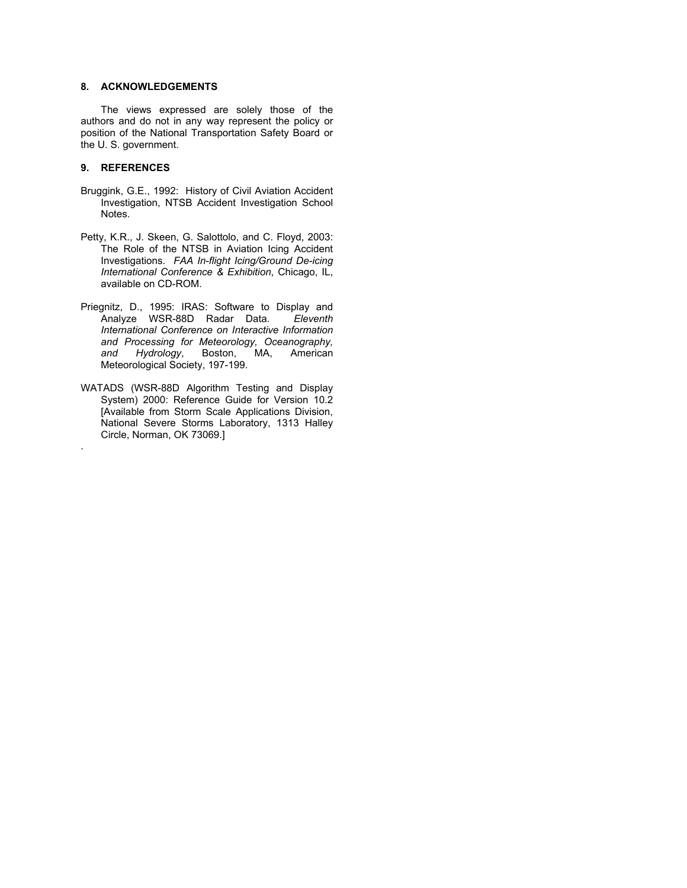## 8. ACKNOWLEDGEMENTS

The views expressed are solely those of the authors and do not in any way represent the policy or position of the National Transportation Safety Board or the U. S. government.

## 9. REFERENCES

Bruggink, G.E., 1992: History of Civil Aviation Accident Investigation, NTSB Accident Investigation School Notes.

Petty, K.R., J. Skeen, G. Salottolo, and C. Floyd, 2003: The Role of the NTSB in Aviation Icing Accident Investigations. *FAA In-flight Icing/Ground De-icing International Conference & Exhibition*, Chicago, IL, available on CD-ROM.

Priegnitz, D., 1995: IRAS: Software to Display and Analyze WSR-88D Radar Data. *Eleventh International Conference on Interactive Information and Processing for Meteorology, Oceanography, and Hydrology*, Boston, MA, American Meteorological Society, 197-199.

WATADS (WSR-88D Algorithm Testing and Display System) 2000: Reference Guide for Version 10.2 [Available from Storm Scale Applications Division, National Severe Storms Laboratory, 1313 Halley Circle, Norman, OK 73069.]

.